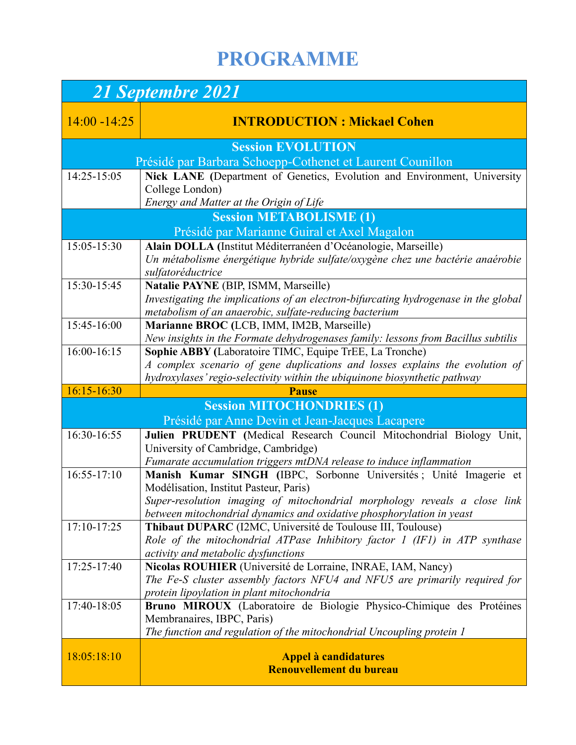# PROGRAMME

| 21 Septembre 2021 | |
|---|---|
| 14:00 -14:25 | **INTRODUCTION : Mickael Cohen** |
| | **Session EVOLUTION**<br>Présidé par Barbara Schoepp-Cothenet et Laurent Counillon |
| 14:25-15:05 | **Nick LANE (**Department of Genetics, Evolution and Environment, University College London)<br>*Energy and Matter at the Origin of Life* |
| | **Session METABOLISME (1)**<br>Présidé par Marianne Guiral et Axel Magalon |
| 15:05-15:30 | **Alain DOLLA (**Institut Méditerranéen d'Océanologie, Marseille)<br>*Un métabolisme énergétique hybride sulfate/oxygène chez une bactérie anaérobie sulfatoréductrice* |
| 15:30-15:45 | **Natalie PAYNE** (BIP, ISMM, Marseille)<br>*Investigating the implications of an electron-bifurcating hydrogenase in the global metabolism of an anaerobic, sulfate-reducing bacterium* |
| 15:45-16:00 | **Marianne BROC (**LCB, IMM, IM2B, Marseille)<br>*New insights in the Formate dehydrogenases family: lessons from Bacillus subtilis* |
| 16:00-16:15 | **Sophie ABBY (**Laboratoire TIMC, Equipe TrEE, La Tronche)<br>*A complex scenario of gene duplications and losses explains the evolution of hydroxylases' regio-selectivity within the ubiquinone biosynthetic pathway* |
| 16:15-16:30 | **Pause** |
| | **Session MITOCHONDRIES (1)**<br>Présidé par Anne Devin et Jean-Jacques Lacapere |
| 16:30-16:55 | **Julien PRUDENT (**Medical Research Council Mitochondrial Biology Unit, University of Cambridge, Cambridge)<br>*Fumarate accumulation triggers mtDNA release to induce inflammation* |
| 16:55-17:10 | **Manish Kumar SINGH (**IBPC, Sorbonne Universités ; Unité Imagerie et Modélisation, Institut Pasteur, Paris)<br>*Super-resolution imaging of mitochondrial morphology reveals a close link between mitochondrial dynamics and oxidative phosphorylation in yeast* |
| 17:10-17:25 | **Thibaut DUPARC** (I2MC, Université de Toulouse III, Toulouse)<br>*Role of the mitochondrial ATPase Inhibitory factor 1 (IF1) in ATP synthase activity and metabolic dysfunctions* |
| 17:25-17:40 | **Nicolas ROUHIER** (Université de Lorraine, INRAE, IAM, Nancy)<br>*The Fe-S cluster assembly factors NFU4 and NFU5 are primarily required for protein lipoylation in plant mitochondria* |
| 17:40-18:05 | **Bruno MIROUX** (Laboratoire de Biologie Physico-Chimique des Protéines Membranaires, IBPC, Paris)<br>*The function and regulation of the mitochondrial Uncoupling protein 1* |
| 18:05:18:10 | **Appel à candidatures**<br>**Renouvellement du bureau** |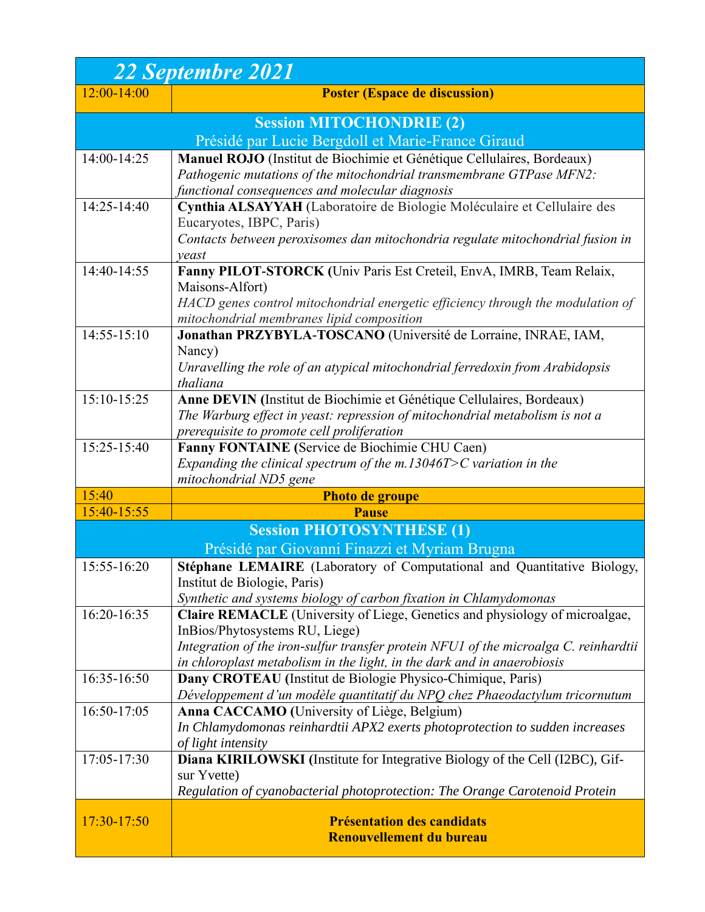| 22 Septembre 2021 | |
|---|---|
| 12:00-14:00 | **Poster (Espace de discussion)** |
| **Session MITOCHONDRIE (2)**<br>Présidé par Lucie Bergdoll et Marie-France Giraud | |
| 14:00-14:25 | **Manuel ROJO** (Institut de Biochimie et Génétique Cellulaires, Bordeaux)<br>*Pathogenic mutations of the mitochondrial transmembrane GTPase MFN2: functional consequences and molecular diagnosis* |
| 14:25-14:40 | **Cynthia ALSAYYAH** (Laboratoire de Biologie Moléculaire et Cellulaire des Eucaryotes, IBPC, Paris)<br>*Contacts between peroxisomes dan mitochondria regulate mitochondrial fusion in yeast* |
| 14:40-14:55 | **Fanny PILOT-STORCK (**Univ Paris Est Creteil, EnvA, IMRB, Team Relaix, Maisons-Alfort)<br>*HACD genes control mitochondrial energetic efficiency through the modulation of mitochondrial membranes lipid composition* |
| 14:55-15:10 | **Jonathan PRZYBYLA-TOSCANO** (Université de Lorraine, INRAE, IAM, Nancy)<br>*Unravelling the role of an atypical mitochondrial ferredoxin from Arabidopsis thaliana* |
| 15:10-15:25 | **Anne DEVIN (**Institut de Biochimie et Génétique Cellulaires, Bordeaux)<br>*The Warburg effect in yeast: repression of mitochondrial metabolism is not a prerequisite to promote cell proliferation* |
| 15:25-15:40 | **Fanny FONTAINE (**Service de Biochimie CHU Caen)<br>*Expanding the clinical spectrum of the m.13046T>C variation in the mitochondrial ND5 gene* |
| 15:40 | **Photo de groupe** |
| 15:40-15:55 | **Pause** |
| **Session PHOTOSYNTHESE (1)**<br>Présidé par Giovanni Finazzi et Myriam Brugna | |
| 15:55-16:20 | **Stéphane LEMAIRE** (Laboratory of Computational and Quantitative Biology, Institut de Biologie, Paris)<br>*Synthetic and systems biology of carbon fixation in Chlamydomonas* |
| 16:20-16:35 | **Claire REMACLE** (University of Liege, Genetics and physiology of microalgae, InBios/Phytosystems RU, Liege)<br>*Integration of the iron-sulfur transfer protein NFU1 of the microalga C. reinhardtii in chloroplast metabolism in the light, in the dark and in anaerobiosis* |
| 16:35-16:50 | **Dany CROTEAU (**Institut de Biologie Physico-Chimique, Paris)<br>*Développement d'un modèle quantitatif du NPQ chez Phaeodactylum tricornutum* |
| 16:50-17:05 | **Anna CACCAMO (**University of Liège, Belgium)<br>*In Chlamydomonas reinhardtii APX2 exerts photoprotection to sudden increases of light intensity* |
| 17:05-17:30 | **Diana KIRILOWSKI (**Institute for Integrative Biology of the Cell (I2BC), Gif-sur Yvette)<br>*Regulation of cyanobacterial photoprotection: The Orange Carotenoid Protein* |
| 17:30-17:50 | **Présentation des candidats**<br>**Renouvellement du bureau** |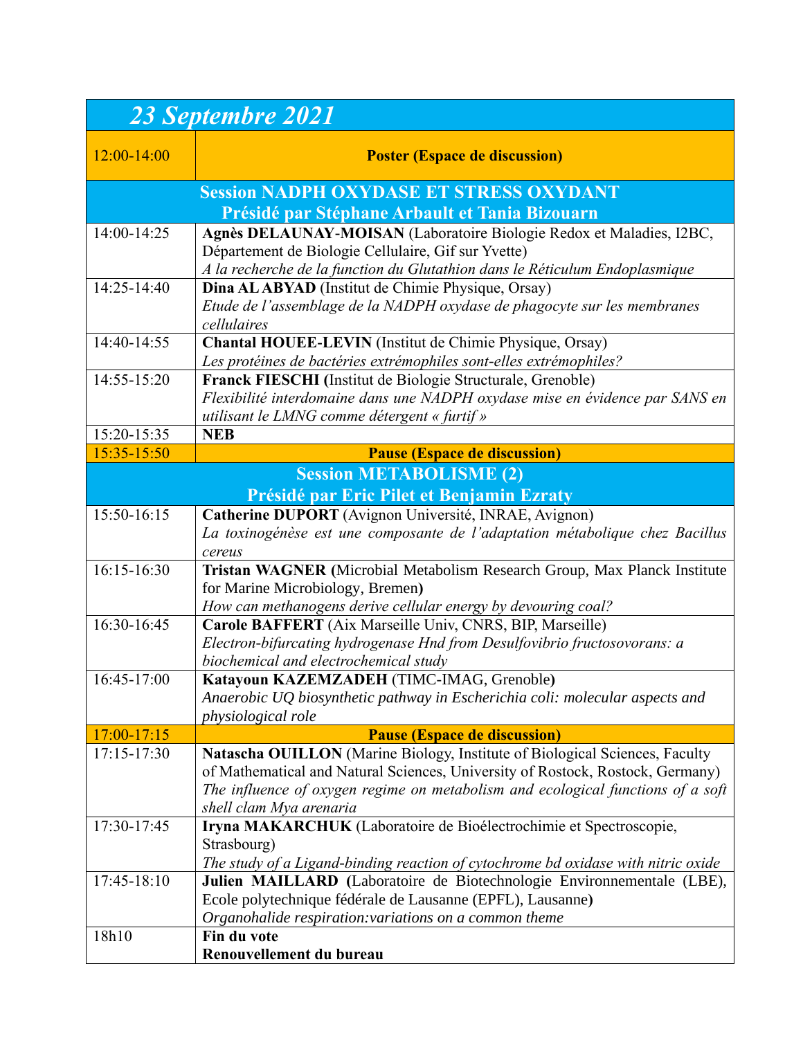| *23 Septembre 2021* | |
|---|---|
| 12:00-14:00 | **Poster (Espace de discussion)** |
| | **Session NADPH OXYDASE ET STRESS OXYDANT**<br>**Présidé par Stéphane Arbault et Tania Bizouarn** |
| 14:00-14:25 | **Agnès DELAUNAY-MOISAN** (Laboratoire Biologie Redox et Maladies, I2BC, Département de Biologie Cellulaire, Gif sur Yvette)<br>*A la recherche de la function du Glutathion dans le Réticulum Endoplasmique* |
| 14:25-14:40 | **Dina AL ABYAD** (Institut de Chimie Physique, Orsay)<br>*Etude de l'assemblage de la NADPH oxydase de phagocyte sur les membranes cellulaires* |
| 14:40-14:55 | **Chantal HOUEE-LEVIN** (Institut de Chimie Physique, Orsay)<br>*Les protéines de bactéries extrémophiles sont-elles extrémophiles?* |
| 14:55-15:20 | **Franck FIESCHI (**Institut de Biologie Structurale, Grenoble)<br>*Flexibilité interdomaine dans une NADPH oxydase mise en évidence par SANS en utilisant le LMNG comme détergent « furtif »* |
| 15:20-15:35 | **NEB** |
| 15:35-15:50 | **Pause (Espace de discussion)** |
| | **Session METABOLISME (2)**<br>**Présidé par Eric Pilet et Benjamin Ezraty** |
| 15:50-16:15 | **Catherine DUPORT** (Avignon Université, INRAE, Avignon)<br>*La toxinogénèse est une composante de l'adaptation métabolique chez Bacillus cereus* |
| 16:15-16:30 | **Tristan WAGNER (**Microbial Metabolism Research Group, Max Planck Institute for Marine Microbiology, Bremen**)**<br>*How can methanogens derive cellular energy by devouring coal?* |
| 16:30-16:45 | **Carole BAFFERT** (Aix Marseille Univ, CNRS, BIP, Marseille)<br>*Electron-bifurcating hydrogenase Hnd from Desulfovibrio fructosovorans: a biochemical and electrochemical study* |
| 16:45-17:00 | **Katayoun KAZEMZADEH** (TIMC-IMAG, Grenoble**)**<br>*Anaerobic UQ biosynthetic pathway in Escherichia coli: molecular aspects and physiological role* |
| 17:00-17:15 | **Pause (Espace de discussion)** |
| 17:15-17:30 | **Natascha OUILLON** (Marine Biology, Institute of Biological Sciences, Faculty of Mathematical and Natural Sciences, University of Rostock, Rostock, Germany)<br>*The influence of oxygen regime on metabolism and ecological functions of a soft shell clam Mya arenaria* |
| 17:30-17:45 | **Iryna MAKARCHUK** (Laboratoire de Bioélectrochimie et Spectroscopie, Strasbourg)<br>*The study of a Ligand-binding reaction of cytochrome bd oxidase with nitric oxide* |
| 17:45-18:10 | **Julien MAILLARD (**Laboratoire de Biotechnologie Environnementale (LBE), Ecole polytechnique fédérale de Lausanne (EPFL), Lausanne**)**<br>*Organohalide respiration:variations on a common theme* |
| 18h10 | **Fin du vote**<br>**Renouvellement du bureau** |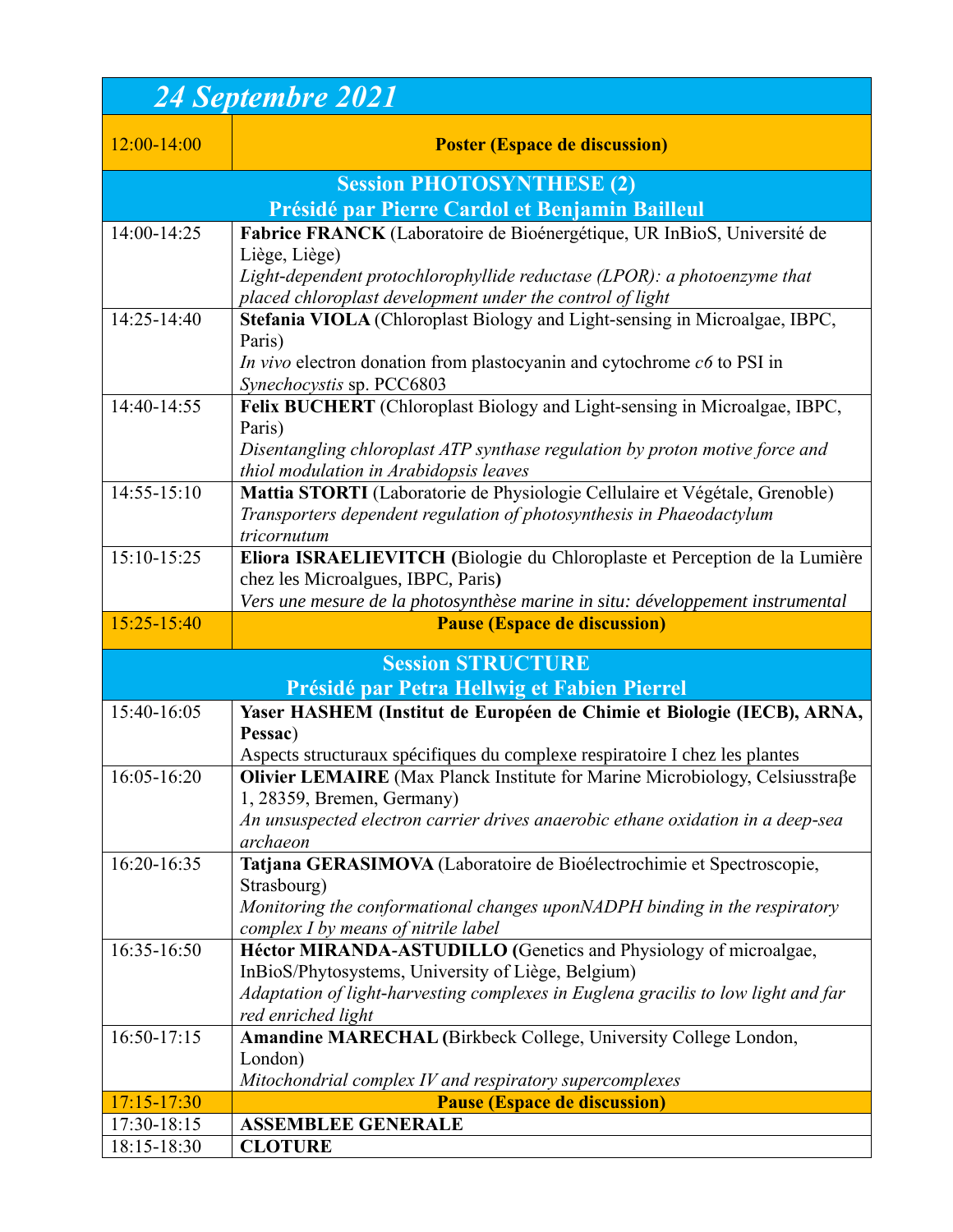## 24 Septembre 2021

| | |
|---|---|
| 12:00-14:00 | **Poster (Espace de discussion)** |
| | **Session PHOTOSYNTHESE (2)**<br>**Présidé par Pierre Cardol et Benjamin Bailleul** |
| 14:00-14:25 | **Fabrice FRANCK** (Laboratoire de Bioénergétique, UR InBioS, Université de Liège, Liège)<br>*Light-dependent protochlorophyllide reductase (LPOR): a photoenzyme that placed chloroplast development under the control of light* |
| 14:25-14:40 | **Stefania VIOLA** (Chloroplast Biology and Light-sensing in Microalgae, IBPC, Paris)<br>*In vivo* electron donation from plastocyanin and cytochrome *c6* to PSI in *Synechocystis* sp. PCC6803 |
| 14:40-14:55 | **Felix BUCHERT** (Chloroplast Biology and Light-sensing in Microalgae, IBPC, Paris)<br>*Disentangling chloroplast ATP synthase regulation by proton motive force and thiol modulation in Arabidopsis leaves* |
| 14:55-15:10 | **Mattia STORTI** (Laboratorie de Physiologie Cellulaire et Végétale, Grenoble)<br>*Transporters dependent regulation of photosynthesis in Phaeodactylum tricornutum* |
| 15:10-15:25 | **Eliora ISRAELIEVITCH (**Biologie du Chloroplaste et Perception de la Lumière chez les Microalgues, IBPC, Paris**)**<br>*Vers une mesure de la photosynthèse marine in situ: développement instrumental* |
| 15:25-15:40 | **Pause (Espace de discussion)** |
| | **Session STRUCTURE**<br>**Présidé par Petra Hellwig et Fabien Pierrel** |
| 15:40-16:05 | **Yaser HASHEM (Institut de Européen de Chimie et Biologie (IECB), ARNA, Pessac**)<br>Aspects structuraux spécifiques du complexe respiratoire I chez les plantes |
| 16:05-16:20 | **Olivier LEMAIRE** (Max Planck Institute for Marine Microbiology, Celsiusstraβe 1, 28359, Bremen, Germany)<br>*An unsuspected electron carrier drives anaerobic ethane oxidation in a deep-sea archaeon* |
| 16:20-16:35 | **Tatjana GERASIMOVA** (Laboratoire de Bioélectrochimie et Spectroscopie, Strasbourg)<br>*Monitoring the conformational changes uponNADPH binding in the respiratory complex I by means of nitrile label* |
| 16:35-16:50 | **Héctor MIRANDA-ASTUDILLO (**Genetics and Physiology of microalgae, InBioS/Phytosystems, University of Liège, Belgium)<br>*Adaptation of light-harvesting complexes in Euglena gracilis to low light and far red enriched light* |
| 16:50-17:15 | **Amandine MARECHAL (**Birkbeck College, University College London, London)<br>*Mitochondrial complex IV and respiratory supercomplexes* |
| 17:15-17:30 | **Pause (Espace de discussion)** |
| 17:30-18:15 | **ASSEMBLEE GENERALE** |
| 18:15-18:30 | **CLOTURE** |